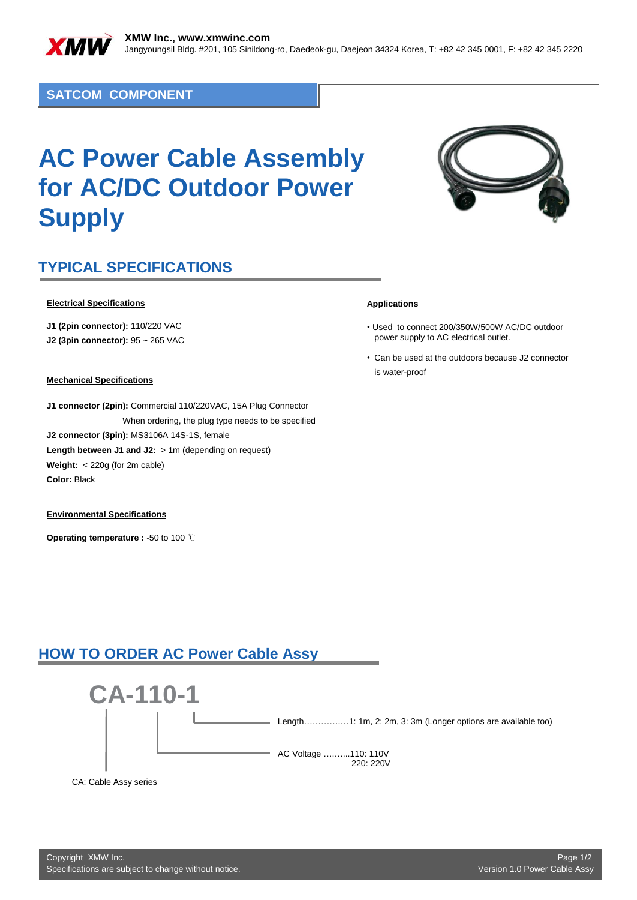**XMW Inc., www.xmwinc.com**
Jangyoungsil Bldg. #201, 105 Sinildong-ro, Daedeok-gu, Daejeon 34324 Korea, T: +82 42 345 0001, F: +82 42 345 2220

**SATCOM COMPONENT**

# AC Power Cable Assembly for AC/DC Outdoor Power Supply

## TYPICAL SPECIFICATIONS

**Electrical Specifications**

**J1 (2pin connector):** 110/220 VAC
**J2 (3pin connector):** 95 ~ 265 VAC

**Mechanical Specifications**

**J1 connector (2pin):** Commercial 110/220VAC, 15A Plug Connector
When ordering, the plug type needs to be specified
**J2 connector (3pin):** MS3106A 14S-1S, female
**Length between J1 and J2:** > 1m (depending on request)
**Weight:** < 220g (for 2m cable)
**Color:** Black

**Environmental Specifications**

**Operating temperature :** -50 to 100 ℃

**Applications**

- Used to connect 200/350W/500W AC/DC outdoor power supply to AC electrical outlet.
- Can be used at the outdoors because J2 connector is water-proof

## HOW TO ORDER AC Power Cable Assy

**CA-110-1**

- Length……………1: 1m, 2: 2m, 3: 3m (Longer options are available too)
- AC Voltage ……….110: 110V
  220: 220V
- CA: Cable Assy series

Copyright XMW Inc.
Specifications are subject to change without notice.
Version 1.0 Power Cable Assy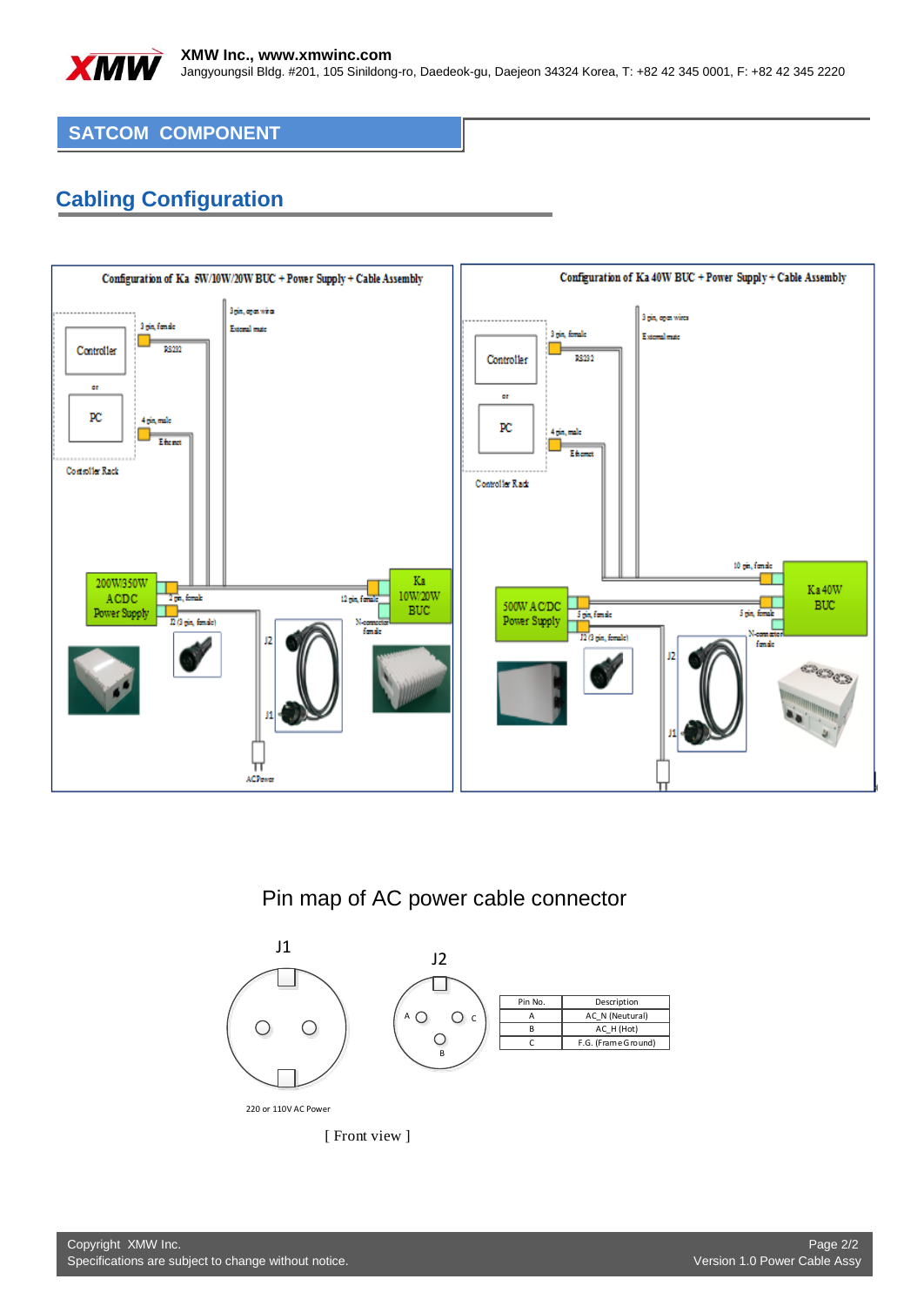XMW Inc., www.xmwinc.com
Jangyoungsil Bldg. #201, 105 Sinildong-ro, Daedeok-gu, Daejeon 34324 Korea, T: +82 42 345 0001, F: +82 42 345 2220

## SATCOM COMPONENT

## Cabling Configuration

Configuration of Ka 5W/10W/20W BUC + Power Supply + Cable Assembly

Controller
or
PC
Controller Rack
3 pin, female
RS232
4 pin, male
Ethernet
3 pin, open wires
External mute
200W/350W AC/DC Power Supply
2 pin, female
J2 (3 pin, female)
12 pin, female
N-connector female
Ka 10W/20W BUC
J2
J1
AC Power

Configuration of Ka 40W BUC + Power Supply + Cable Assembly

Controller
or
PC
Controller Rack
3 pin, female
RS232
4 pin, male
Ethernet
3 pin, open wires
External mute
10 pin, female
Ka 40W BUC
500W AC/DC Power Supply
5 pin, female
J2 (3 pin, female)
5 pin, female
N-connector female
J2
J1

### Pin map of AC power cable connector

J1
220 or 110V AC Power

J2
A C B

| Pin No. | Description |
|---|---|
| A | AC_N (Neutural) |
| B | AC_H (Hot) |
| C | F.G. (Frame Ground) |

[ Front view ]

Copyright XMW Inc.
Specifications are subject to change without notice.
Version 1.0 Power Cable Assy